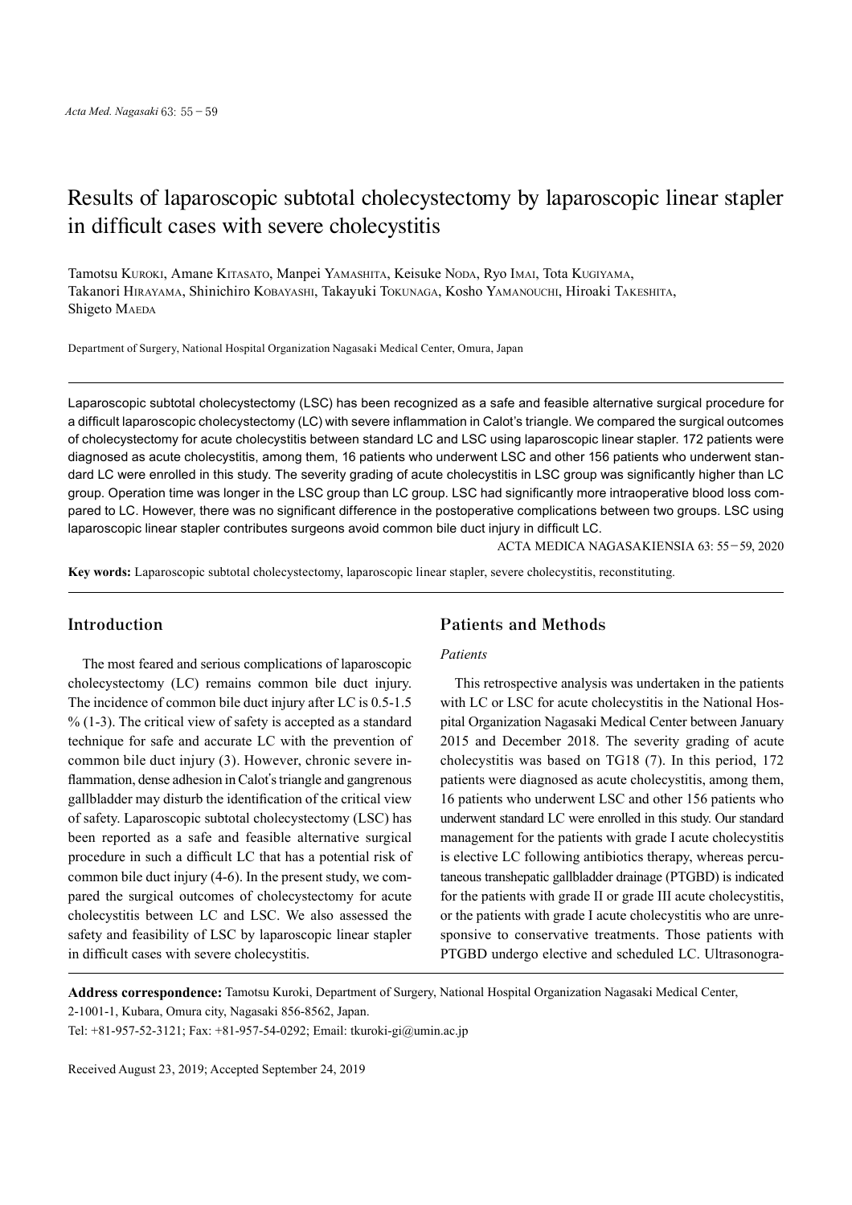# Results of laparoscopic subtotal cholecystectomy by laparoscopic linear stapler in difficult cases with severe cholecystitis

Tamotsu Kuroki, Amane Kitasato, Manpei Yamashita, Keisuke Noda, Ryo Imai, Tota Kugiyama, Takanori Hirayama, Shinichiro Kobayashi, Takayuki Tokunaga, Kosho Yamanouchi, Hiroaki Takeshita, Shigeto Maeda

Department of Surgery, National Hospital Organization Nagasaki Medical Center, Omura, Japan

---

Laparoscopic subtotal cholecystectomy (LSC) has been recognized as a safe and feasible alternative surgical procedure for a difficult laparoscopic cholecystectomy (LC) with severe inflammation in Calot's triangle. We compared the surgical outcomes of cholecystectomy for acute cholecystitis between standard LC and LSC using laparoscopic linear stapler. 172 patients were diagnosed as acute cholecystitis, among them, 16 patients who underwent LSC and other 156 patients who underwent standard LC were enrolled in this study. The severity grading of acute cholecystitis in LSC group was significantly higher than LC group. Operation time was longer in the LSC group than LC group. LSC had significantly more intraoperative blood loss compared to LC. However, there was no significant difference in the postoperative complications between two groups. LSC using laparoscopic linear stapler contributes surgeons avoid common bile duct injury in difficult LC.

ACTA MEDICA NAGASAKIENSIA 63: 55−59, 2020

**Key words:** Laparoscopic subtotal cholecystectomy, laparoscopic linear stapler, severe cholecystitis, reconstituting.

---

## Introduction

The most feared and serious complications of laparoscopic cholecystectomy (LC) remains common bile duct injury. The incidence of common bile duct injury after LC is 0.5-1.5 % (1-3). The critical view of safety is accepted as a standard technique for safe and accurate LC with the prevention of common bile duct injury (3). However, chronic severe inflammation, dense adhesion in Calot's triangle and gangrenous gallbladder may disturb the identification of the critical view of safety. Laparoscopic subtotal cholecystectomy (LSC) has been reported as a safe and feasible alternative surgical procedure in such a difficult LC that has a potential risk of common bile duct injury (4-6). In the present study, we compared the surgical outcomes of cholecystectomy for acute cholecystitis between LC and LSC. We also assessed the safety and feasibility of LSC by laparoscopic linear stapler in difficult cases with severe cholecystitis.

## Patients and Methods

### *Patients*

This retrospective analysis was undertaken in the patients with LC or LSC for acute cholecystitis in the National Hospital Organization Nagasaki Medical Center between January 2015 and December 2018. The severity grading of acute cholecystitis was based on TG18 (7). In this period, 172 patients were diagnosed as acute cholecystitis, among them, 16 patients who underwent LSC and other 156 patients who underwent standard LC were enrolled in this study. Our standard management for the patients with grade I acute cholecystitis is elective LC following antibiotics therapy, whereas percutaneous transhepatic gallbladder drainage (PTGBD) is indicated for the patients with grade II or grade III acute cholecystitis, or the patients with grade I acute cholecystitis who are unresponsive to conservative treatments. Those patients with PTGBD undergo elective and scheduled LC. Ultrasonogra-

---

**Address correspondence:** Tamotsu Kuroki, Department of Surgery, National Hospital Organization Nagasaki Medical Center, 2-1001-1, Kubara, Omura city, Nagasaki 856-8562, Japan.
Tel: +81-957-52-3121; Fax: +81-957-54-0292; Email: tkuroki-gi@umin.ac.jp

Received August 23, 2019; Accepted September 24, 2019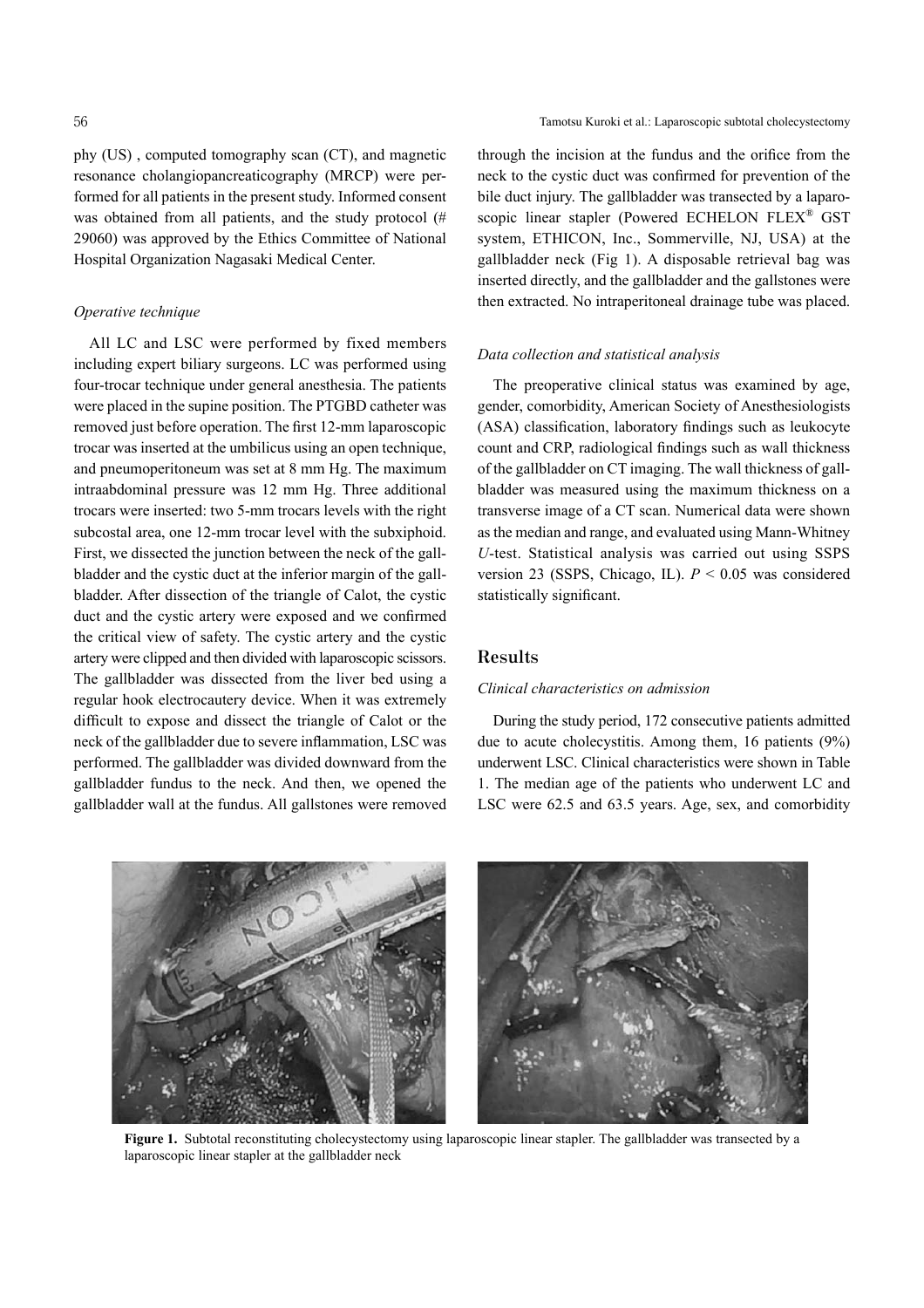phy (US) , computed tomography scan (CT), and magnetic resonance cholangiopancreaticography (MRCP) were performed for all patients in the present study. Informed consent was obtained from all patients, and the study protocol (# 29060) was approved by the Ethics Committee of National Hospital Organization Nagasaki Medical Center.

### *Operative technique*

All LC and LSC were performed by fixed members including expert biliary surgeons. LC was performed using four-trocar technique under general anesthesia. The patients were placed in the supine position. The PTGBD catheter was removed just before operation. The first 12-mm laparoscopic trocar was inserted at the umbilicus using an open technique, and pneumoperitoneum was set at 8 mm Hg. The maximum intraabdominal pressure was 12 mm Hg. Three additional trocars were inserted: two 5-mm trocars levels with the right subcostal area, one 12-mm trocar level with the subxiphoid. First, we dissected the junction between the neck of the gallbladder and the cystic duct at the inferior margin of the gallbladder. After dissection of the triangle of Calot, the cystic duct and the cystic artery were exposed and we confirmed the critical view of safety. The cystic artery and the cystic artery were clipped and then divided with laparoscopic scissors. The gallbladder was dissected from the liver bed using a regular hook electrocautery device. When it was extremely difficult to expose and dissect the triangle of Calot or the neck of the gallbladder due to severe inflammation, LSC was performed. The gallbladder was divided downward from the gallbladder fundus to the neck. And then, we opened the gallbladder wall at the fundus. All gallstones were removed through the incision at the fundus and the orifice from the neck to the cystic duct was confirmed for prevention of the bile duct injury. The gallbladder was transected by a laparoscopic linear stapler (Powered ECHELON FLEX® GST system, ETHICON, Inc., Sommerville, NJ, USA) at the gallbladder neck (Fig 1). A disposable retrieval bag was inserted directly, and the gallbladder and the gallstones were then extracted. No intraperitoneal drainage tube was placed.

### *Data collection and statistical analysis*

The preoperative clinical status was examined by age, gender, comorbidity, American Society of Anesthesiologists (ASA) classification, laboratory findings such as leukocyte count and CRP, radiological findings such as wall thickness of the gallbladder on CT imaging. The wall thickness of gallbladder was measured using the maximum thickness on a transverse image of a CT scan. Numerical data were shown as the median and range, and evaluated using Mann-Whitney *U*-test. Statistical analysis was carried out using SSPS version 23 (SSPS, Chicago, IL). $P < 0.05$ was considered statistically significant.

## Results

### *Clinical characteristics on admission*

During the study period, 172 consecutive patients admitted due to acute cholecystitis. Among them, 16 patients (9%) underwent LSC. Clinical characteristics were shown in Table 1. The median age of the patients who underwent LC and LSC were 62.5 and 63.5 years. Age, sex, and comorbidity

**Figure 1.** Subtotal reconstituting cholecystectomy using laparoscopic linear stapler. The gallbladder was transected by a laparoscopic linear stapler at the gallbladder neck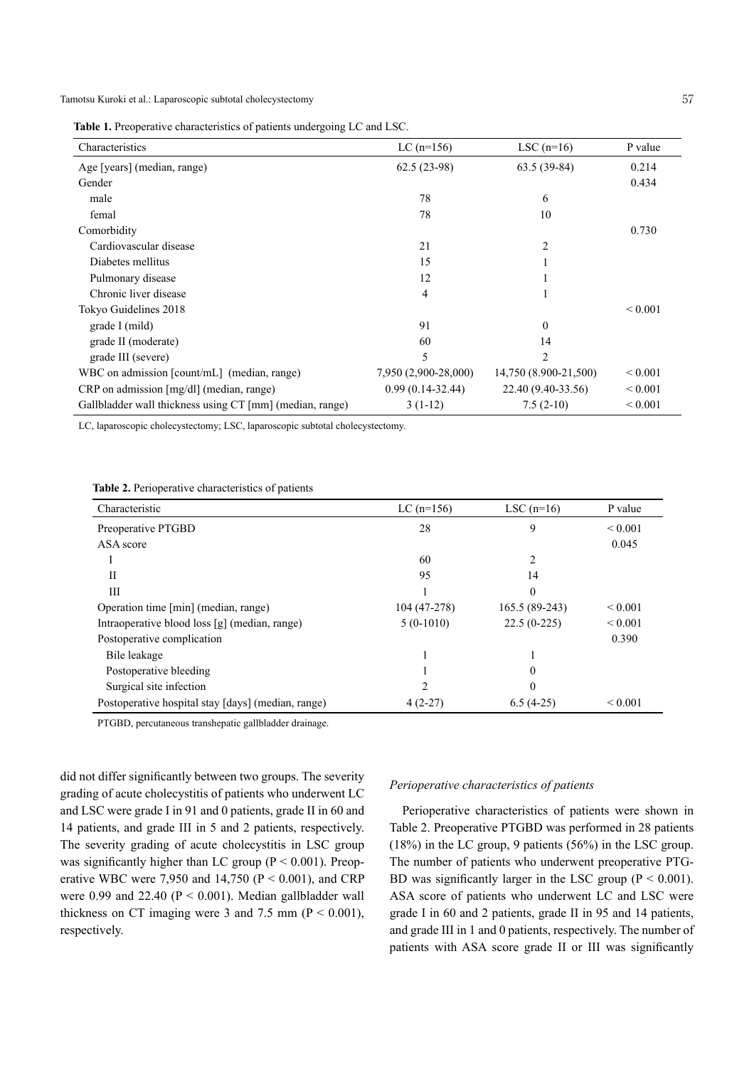**Table 1.** Preoperative characteristics of patients undergoing LC and LSC.

| Characteristics | LC (n=156) | LSC (n=16) | P value |
|---|---|---|---|
| Age [years] (median, range) | 62.5 (23-98) | 63.5 (39-84) | 0.214 |
| Gender | | | 0.434 |
| male | 78 | 6 | |
| femal | 78 | 10 | |
| Comorbidity | | | 0.730 |
| Cardiovascular disease | 21 | 2 | |
| Diabetes mellitus | 15 | 1 | |
| Pulmonary disease | 12 | 1 | |
| Chronic liver disease | 4 | 1 | |
| Tokyo Guidelines 2018 | | | < 0.001 |
| grade I (mild) | 91 | 0 | |
| grade II (moderate) | 60 | 14 | |
| grade III (severe) | 5 | 2 | |
| WBC on admission [count/mL] (median, range) | 7,950 (2,900-28,000) | 14,750 (8.900-21,500) | < 0.001 |
| CRP on admission [mg/dl] (median, range) | 0.99 (0.14-32.44) | 22.40 (9.40-33.56) | < 0.001 |
| Gallbladder wall thickness using CT [mm] (median, range) | 3 (1-12) | 7.5 (2-10) | < 0.001 |

LC, laparoscopic cholecystectomy; LSC, laparoscopic subtotal cholecystectomy.

**Table 2.** Perioperative characteristics of patients

| Characteristic | LC (n=156) | LSC (n=16) | P value |
|---|---|---|---|
| Preoperative PTGBD | 28 | 9 | < 0.001 |
| ASA score | | | 0.045 |
| I | 60 | 2 | |
| II | 95 | 14 | |
| III | 1 | 0 | |
| Operation time [min] (median, range) | 104 (47-278) | 165.5 (89-243) | < 0.001 |
| Intraoperative blood loss [g] (median, range) | 5 (0-1010) | 22.5 (0-225) | < 0.001 |
| Postoperative complication | | | 0.390 |
| Bile leakage | 1 | 1 | |
| Postoperative bleeding | 1 | 0 | |
| Surgical site infection | 2 | 0 | |
| Postoperative hospital stay [days] (median, range) | 4 (2-27) | 6.5 (4-25) | < 0.001 |

PTGBD, percutaneous transhepatic gallbladder drainage.

did not differ significantly between two groups. The severity grading of acute cholecystitis of patients who underwent LC and LSC were grade I in 91 and 0 patients, grade II in 60 and 14 patients, and grade III in 5 and 2 patients, respectively. The severity grading of acute cholecystitis in LSC group was significantly higher than LC group ($P < 0.001$). Preoperative WBC were 7,950 and 14,750 ($P < 0.001$), and CRP were 0.99 and 22.40 ($P < 0.001$). Median gallbladder wall thickness on CT imaging were 3 and 7.5 mm ($P < 0.001$), respectively.

*Perioperative characteristics of patients*

Perioperative characteristics of patients were shown in Table 2. Preoperative PTGBD was performed in 28 patients (18%) in the LC group, 9 patients (56%) in the LSC group. The number of patients who underwent preoperative PTGBD was significantly larger in the LSC group ($P < 0.001$). ASA score of patients who underwent LC and LSC were grade I in 60 and 2 patients, grade II in 95 and 14 patients, and grade III in 1 and 0 patients, respectively. The number of patients with ASA score grade II or III was significantly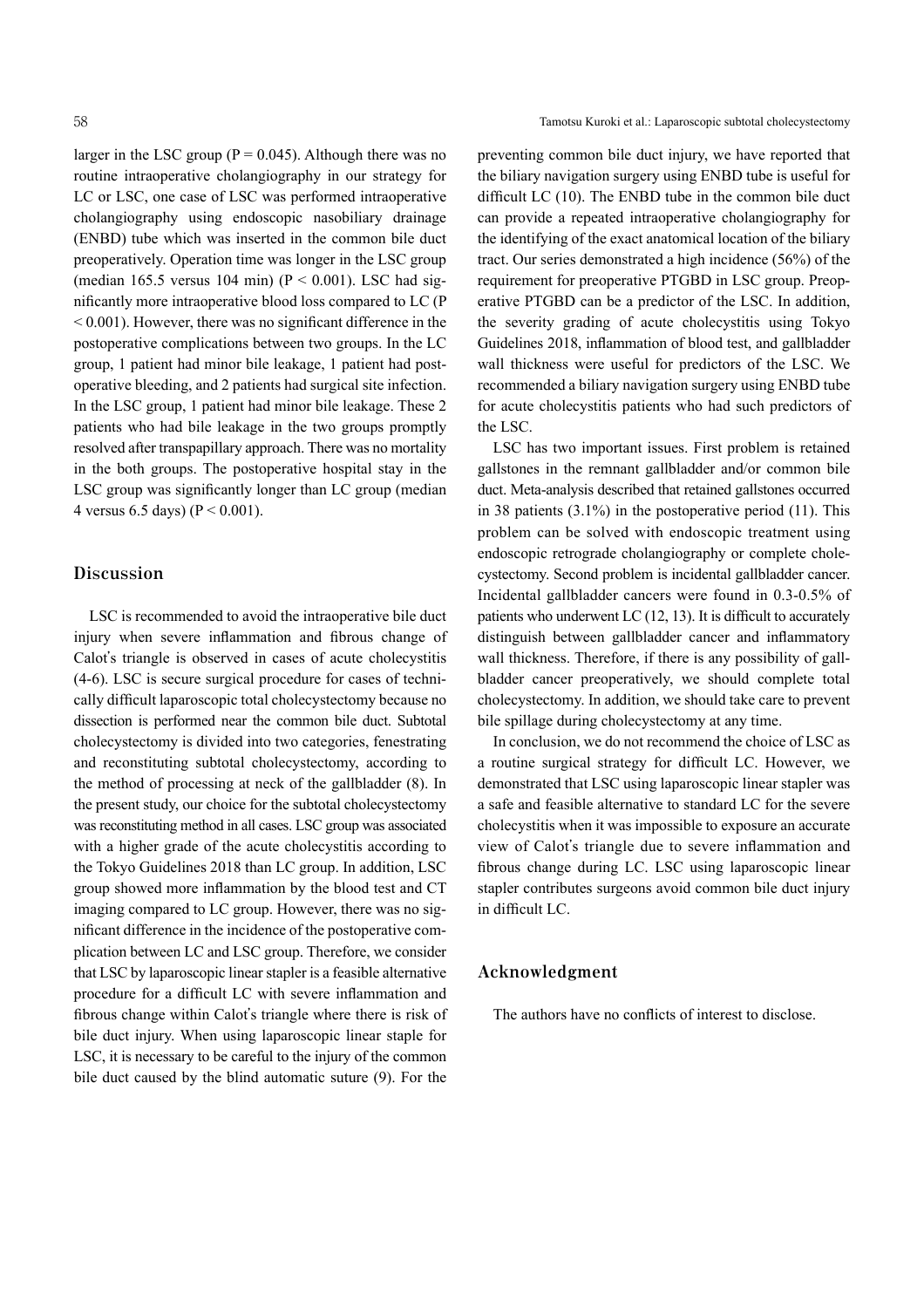larger in the LSC group ($P = 0.045$). Although there was no routine intraoperative cholangiography in our strategy for LC or LSC, one case of LSC was performed intraoperative cholangiography using endoscopic nasobiliary drainage (ENBD) tube which was inserted in the common bile duct preoperatively. Operation time was longer in the LSC group (median 165.5 versus 104 min) ($P < 0.001$). LSC had significantly more intraoperative blood loss compared to LC ($P < 0.001$). However, there was no significant difference in the postoperative complications between two groups. In the LC group, 1 patient had minor bile leakage, 1 patient had postoperative bleeding, and 2 patients had surgical site infection. In the LSC group, 1 patient had minor bile leakage. These 2 patients who had bile leakage in the two groups promptly resolved after transpapillary approach. There was no mortality in the both groups. The postoperative hospital stay in the LSC group was significantly longer than LC group (median 4 versus 6.5 days) ($P < 0.001$).

## Discussion

LSC is recommended to avoid the intraoperative bile duct injury when severe inflammation and fibrous change of Calot's triangle is observed in cases of acute cholecystitis (4-6). LSC is secure surgical procedure for cases of technically difficult laparoscopic total cholecystectomy because no dissection is performed near the common bile duct. Subtotal cholecystectomy is divided into two categories, fenestrating and reconstituting subtotal cholecystectomy, according to the method of processing at neck of the gallbladder (8). In the present study, our choice for the subtotal cholecystectomy was reconstituting method in all cases. LSC group was associated with a higher grade of the acute cholecystitis according to the Tokyo Guidelines 2018 than LC group. In addition, LSC group showed more inflammation by the blood test and CT imaging compared to LC group. However, there was no significant difference in the incidence of the postoperative complication between LC and LSC group. Therefore, we consider that LSC by laparoscopic linear stapler is a feasible alternative procedure for a difficult LC with severe inflammation and fibrous change within Calot's triangle where there is risk of bile duct injury. When using laparoscopic linear staple for LSC, it is necessary to be careful to the injury of the common bile duct caused by the blind automatic suture (9). For the preventing common bile duct injury, we have reported that the biliary navigation surgery using ENBD tube is useful for difficult LC (10). The ENBD tube in the common bile duct can provide a repeated intraoperative cholangiography for the identifying of the exact anatomical location of the biliary tract. Our series demonstrated a high incidence (56%) of the requirement for preoperative PTGBD in LSC group. Preoperative PTGBD can be a predictor of the LSC. In addition, the severity grading of acute cholecystitis using Tokyo Guidelines 2018, inflammation of blood test, and gallbladder wall thickness were useful for predictors of the LSC. We recommended a biliary navigation surgery using ENBD tube for acute cholecystitis patients who had such predictors of the LSC.

LSC has two important issues. First problem is retained gallstones in the remnant gallbladder and/or common bile duct. Meta-analysis described that retained gallstones occurred in 38 patients (3.1%) in the postoperative period (11). This problem can be solved with endoscopic treatment using endoscopic retrograde cholangiography or complete cholecystectomy. Second problem is incidental gallbladder cancer. Incidental gallbladder cancers were found in 0.3-0.5% of patients who underwent LC (12, 13). It is difficult to accurately distinguish between gallbladder cancer and inflammatory wall thickness. Therefore, if there is any possibility of gallbladder cancer preoperatively, we should complete total cholecystectomy. In addition, we should take care to prevent bile spillage during cholecystectomy at any time.

In conclusion, we do not recommend the choice of LSC as a routine surgical strategy for difficult LC. However, we demonstrated that LSC using laparoscopic linear stapler was a safe and feasible alternative to standard LC for the severe cholecystitis when it was impossible to exposure an accurate view of Calot's triangle due to severe inflammation and fibrous change during LC. LSC using laparoscopic linear stapler contributes surgeons avoid common bile duct injury in difficult LC.

## Acknowledgment

The authors have no conflicts of interest to disclose.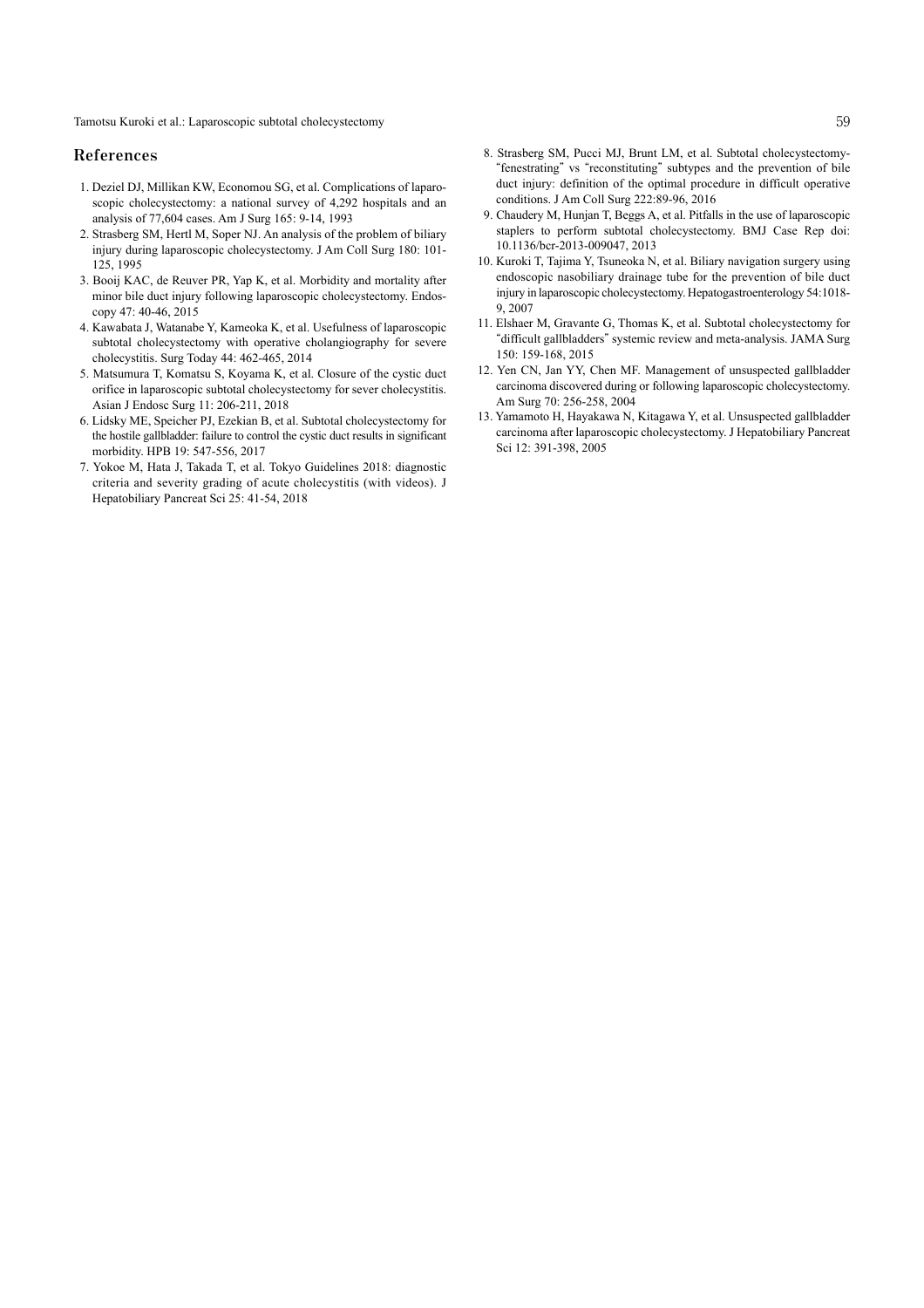## References

1. Deziel DJ, Millikan KW, Economou SG, et al. Complications of laparoscopic cholecystectomy: a national survey of 4,292 hospitals and an analysis of 77,604 cases. Am J Surg 165: 9-14, 1993
2. Strasberg SM, Hertl M, Soper NJ. An analysis of the problem of biliary injury during laparoscopic cholecystectomy. J Am Coll Surg 180: 101-125, 1995
3. Booij KAC, de Reuver PR, Yap K, et al. Morbidity and mortality after minor bile duct injury following laparoscopic cholecystectomy. Endoscopy 47: 40-46, 2015
4. Kawabata J, Watanabe Y, Kameoka K, et al. Usefulness of laparoscopic subtotal cholecystectomy with operative cholangiography for severe cholecystitis. Surg Today 44: 462-465, 2014
5. Matsumura T, Komatsu S, Koyama K, et al. Closure of the cystic duct orifice in laparoscopic subtotal cholecystectomy for sever cholecystitis. Asian J Endosc Surg 11: 206-211, 2018
6. Lidsky ME, Speicher PJ, Ezekian B, et al. Subtotal cholecystectomy for the hostile gallbladder: failure to control the cystic duct results in significant morbidity. HPB 19: 547-556, 2017
7. Yokoe M, Hata J, Takada T, et al. Tokyo Guidelines 2018: diagnostic criteria and severity grading of acute cholecystitis (with videos). J Hepatobiliary Pancreat Sci 25: 41-54, 2018
8. Strasberg SM, Pucci MJ, Brunt LM, et al. Subtotal cholecystectomy-"fenestrating" vs "reconstituting" subtypes and the prevention of bile duct injury: definition of the optimal procedure in difficult operative conditions. J Am Coll Surg 222:89-96, 2016
9. Chaudery M, Hunjan T, Beggs A, et al. Pitfalls in the use of laparoscopic staplers to perform subtotal cholecystectomy. BMJ Case Rep doi: 10.1136/bcr-2013-009047, 2013
10. Kuroki T, Tajima Y, Tsuneoka N, et al. Biliary navigation surgery using endoscopic nasobiliary drainage tube for the prevention of bile duct injury in laparoscopic cholecystectomy. Hepatogastroenterology 54:1018-9, 2007
11. Elshaer M, Gravante G, Thomas K, et al. Subtotal cholecystectomy for "difficult gallbladders" systemic review and meta-analysis. JAMA Surg 150: 159-168, 2015
12. Yen CN, Jan YY, Chen MF. Management of unsuspected gallbladder carcinoma discovered during or following laparoscopic cholecystectomy. Am Surg 70: 256-258, 2004
13. Yamamoto H, Hayakawa N, Kitagawa Y, et al. Unsuspected gallbladder carcinoma after laparoscopic cholecystectomy. J Hepatobiliary Pancreat Sci 12: 391-398, 2005